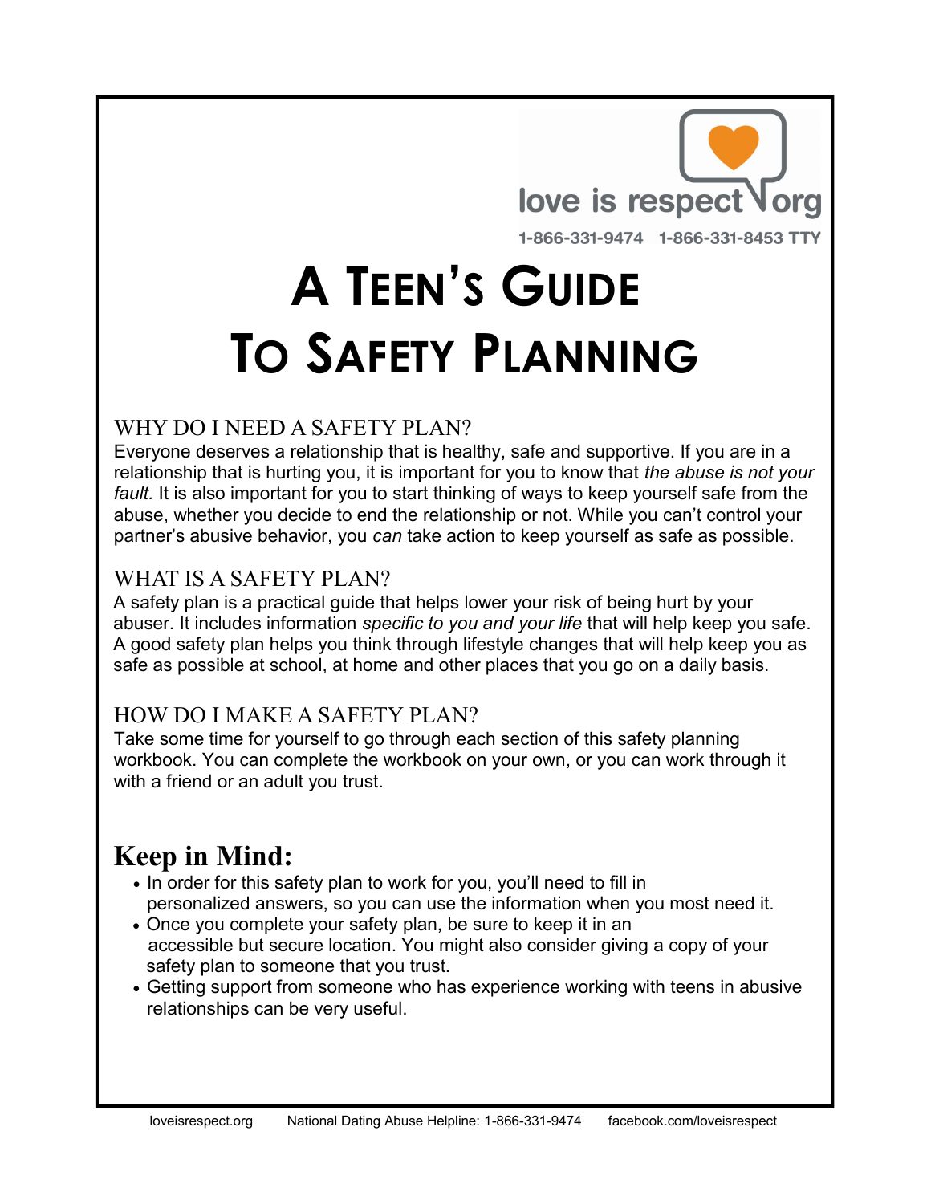love is respect .org

1-866-331-9474 1-866-331-8453 TTY

# A Teen's Guide To Safety Planning

## WHY DO I NEED A SAFETY PLAN?

Everyone deserves a relationship that is healthy, safe and supportive. If you are in a relationship that is hurting you, it is important for you to know that *the abuse is not your fault.* It is also important for you to start thinking of ways to keep yourself safe from the abuse, whether you decide to end the relationship or not. While you can't control your partner's abusive behavior, you *can* take action to keep yourself as safe as possible.

## WHAT IS A SAFETY PLAN?

A safety plan is a practical guide that helps lower your risk of being hurt by your abuser. It includes information *specific to you and your life* that will help keep you safe. A good safety plan helps you think through lifestyle changes that will help keep you as safe as possible at school, at home and other places that you go on a daily basis.

## HOW DO I MAKE A SAFETY PLAN?

Take some time for yourself to go through each section of this safety planning workbook. You can complete the workbook on your own, or you can work through it with a friend or an adult you trust.

## Keep in Mind:

- In order for this safety plan to work for you, you'll need to fill in personalized answers, so you can use the information when you most need it.
- Once you complete your safety plan, be sure to keep it in an accessible but secure location. You might also consider giving a copy of your safety plan to someone that you trust.
- Getting support from someone who has experience working with teens in abusive relationships can be very useful.

loveisrespect.org National Dating Abuse Helpline: 1-866-331-9474 facebook.com/loveisrespect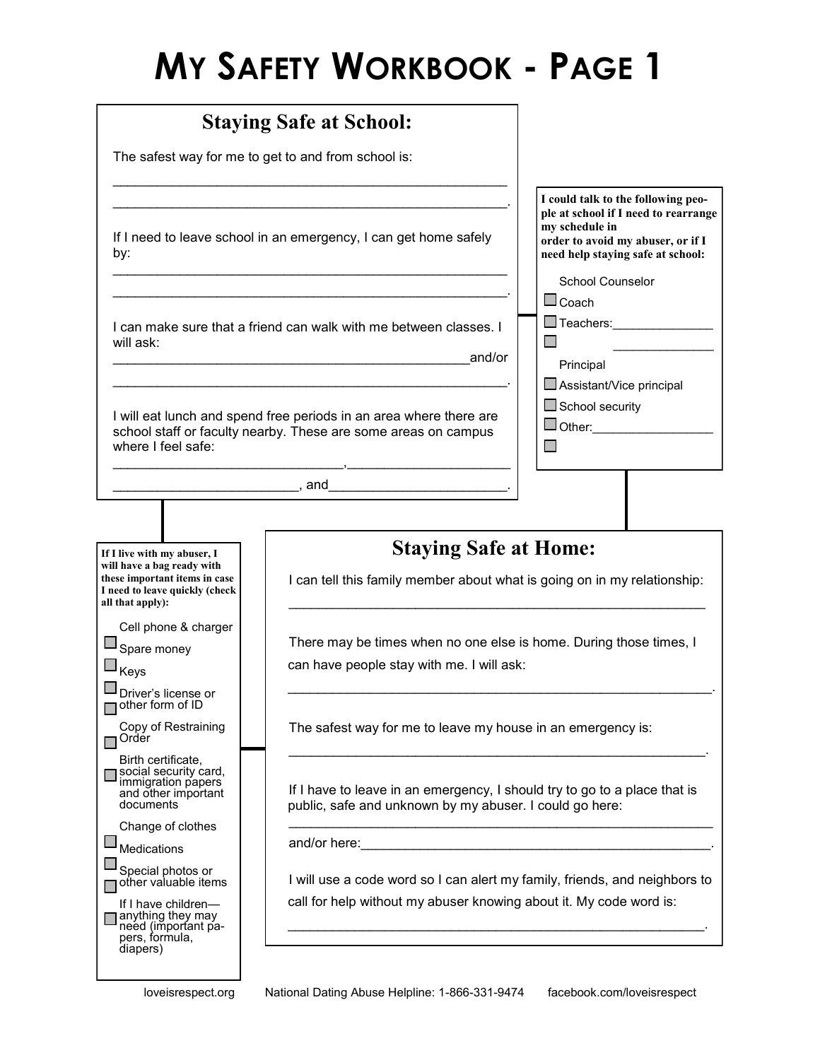# My Safety Workbook - Page 1

## Staying Safe at School:

The safest way for me to get to and from school is:

_______________________________________________________

_______________________________________________________.

If I need to leave school in an emergency, I can get home safely by:

_______________________________________________________

_______________________________________________________.

I can make sure that a friend can walk with me between classes. I will ask:

___________________________________________________and/or

_______________________________________________________.

I will eat lunch and spend free periods in an area where there are school staff or faculty nearby. These are some areas on campus where I feel safe:

_______________________________,______________________

_________________________, and________________________.

**I could talk to the following people at school if I need to rearrange my schedule in order to avoid my abuser, or if I need help staying safe at school:**

- ☐ School Counselor
- ☐ Coach
- ☐ Teachers:______________
- ☐ ______________
- ☐ Principal
- ☐ Assistant/Vice principal
- ☐ School security
- ☐ Other:_________________

## Staying Safe at Home:

I can tell this family member about what is going on in my relationship:

_______________________________________________________

There may be times when no one else is home. During those times, I can have people stay with me. I will ask:

_______________________________________________________.

The safest way for me to leave my house in an emergency is:

_______________________________________________________.

If I have to leave in an emergency, I should try to go to a place that is public, safe and unknown by my abuser. I could go here:

_______________________________________________________

and/or here:_____________________________________________.

I will use a code word so I can alert my family, friends, and neighbors to call for help without my abuser knowing about it. My code word is:

_______________________________________________________.

**If I live with my abuser, I will have a bag ready with these important items in case I need to leave quickly (check all that apply):**

- ☐ Cell phone & charger
- ☐ Spare money
- ☐ Keys
- ☐ Driver's license or other form of ID
- ☐ Copy of Restraining Order
- ☐ Birth certificate, social security card, immigration papers and other important documents
- ☐ Change of clothes
- ☐ Medications
- ☐ Special photos or other valuable items
- ☐ If I have children—anything they may need (important papers, formula, diapers)

loveisrespect.org National Dating Abuse Helpline: 1-866-331-9474 facebook.com/loveisrespect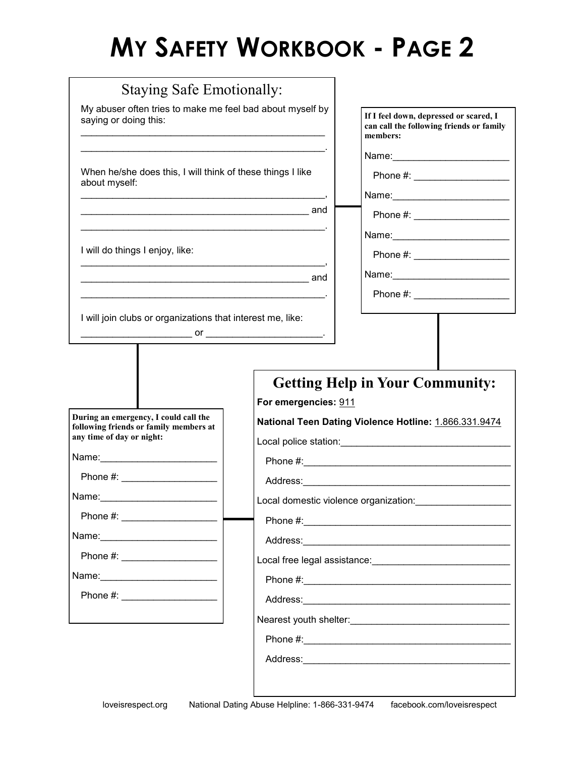# My Safety Workbook - Page 2

## Staying Safe Emotionally:

My abuser often tries to make me feel bad about myself by saying or doing this:

_______________________________________________

_______________________________________________.

When he/she does this, I will think of these things I like about myself:

_______________________________________________,

_____________________________________________ and

_______________________________________________.

I will do things I enjoy, like:

_______________________________________________,

_____________________________________________ and

_______________________________________________.

I will join clubs or organizations that interest me, like:

_____________________ or ______________________.

**If I feel down, depressed or scared, I can call the following friends or family members:**

Name:______________________

Phone #: __________________

Name:______________________

Phone #: __________________

Name:______________________

Phone #: __________________

Name:______________________

Phone #: __________________

**During an emergency, I could call the following friends or family members at any time of day or night:**

Name:______________________

Phone #: __________________

Name:______________________

Phone #: __________________

Name:______________________

Phone #: __________________

Name:______________________

Phone #: __________________

## Getting Help in Your Community:

**For emergencies:** 911

**National Teen Dating Violence Hotline:** 1.866.331.9474

Local police station:_________________________________

Phone #:_______________________________________

Address:_______________________________________

Local domestic violence organization:__________________

Phone #:_______________________________________

Address:_______________________________________

Local free legal assistance:__________________________

Phone #:_______________________________________

Address:_______________________________________

Nearest youth shelter:_______________________________

Phone #:_______________________________________

Address:_______________________________________

loveisrespect.org National Dating Abuse Helpline: 1-866-331-9474 facebook.com/loveisrespect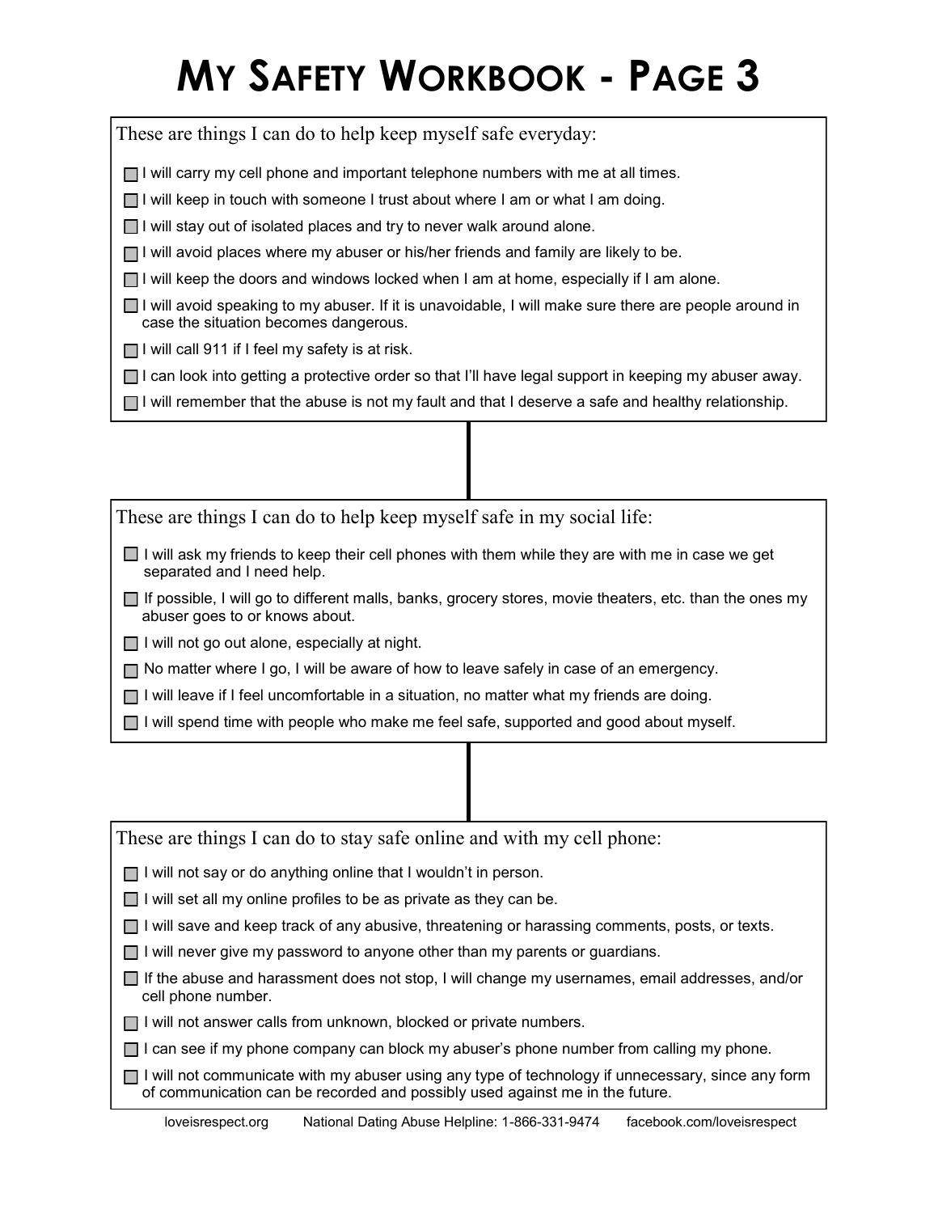# My Safety Workbook - Page 3

These are things I can do to help keep myself safe everyday:

- [ ] I will carry my cell phone and important telephone numbers with me at all times.
- [ ] I will keep in touch with someone I trust about where I am or what I am doing.
- [ ] I will stay out of isolated places and try to never walk around alone.
- [ ] I will avoid places where my abuser or his/her friends and family are likely to be.
- [ ] I will keep the doors and windows locked when I am at home, especially if I am alone.
- [ ] I will avoid speaking to my abuser. If it is unavoidable, I will make sure there are people around in case the situation becomes dangerous.
- [ ] I will call 911 if I feel my safety is at risk.
- [ ] I can look into getting a protective order so that I'll have legal support in keeping my abuser away.
- [ ] I will remember that the abuse is not my fault and that I deserve a safe and healthy relationship.

These are things I can do to help keep myself safe in my social life:

- [ ] I will ask my friends to keep their cell phones with them while they are with me in case we get separated and I need help.
- [ ] If possible, I will go to different malls, banks, grocery stores, movie theaters, etc. than the ones my abuser goes to or knows about.
- [ ] I will not go out alone, especially at night.
- [ ] No matter where I go, I will be aware of how to leave safely in case of an emergency.
- [ ] I will leave if I feel uncomfortable in a situation, no matter what my friends are doing.
- [ ] I will spend time with people who make me feel safe, supported and good about myself.

These are things I can do to stay safe online and with my cell phone:

- [ ] I will not say or do anything online that I wouldn't in person.
- [ ] I will set all my online profiles to be as private as they can be.
- [ ] I will save and keep track of any abusive, threatening or harassing comments, posts, or texts.
- [ ] I will never give my password to anyone other than my parents or guardians.
- [ ] If the abuse and harassment does not stop, I will change my usernames, email addresses, and/or cell phone number.
- [ ] I will not answer calls from unknown, blocked or private numbers.
- [ ] I can see if my phone company can block my abuser's phone number from calling my phone.
- [ ] I will not communicate with my abuser using any type of technology if unnecessary, since any form of communication can be recorded and possibly used against me in the future.

loveisrespect.org National Dating Abuse Helpline: 1-866-331-9474 facebook.com/loveisrespect